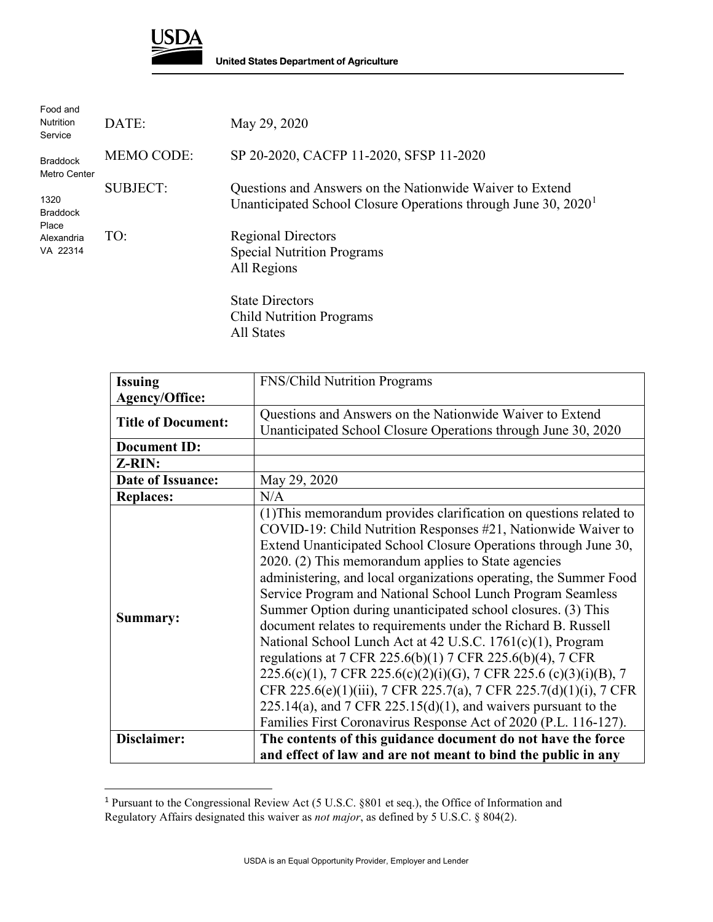**USDA**

**United States Department of Agriculture**

Food and Nutrition Service

Braddock Metro Center

1320 Braddock Place
Alexandria VA 22314

DATE: May 29, 2020

MEMO CODE: SP 20-2020, CACFP 11-2020, SFSP 11-2020

SUBJECT: Questions and Answers on the Nationwide Waiver to Extend Unanticipated School Closure Operations through June 30, 2020[1]

TO: Regional Directors
Special Nutrition Programs
All Regions

State Directors
Child Nutrition Programs
All States

| **Issuing Agency/Office:** | FNS/Child Nutrition Programs |
|---|---|
| **Title of Document:** | Questions and Answers on the Nationwide Waiver to Extend Unanticipated School Closure Operations through June 30, 2020 |
| **Document ID:** | |
| **Z-RIN:** | |
| **Date of Issuance:** | May 29, 2020 |
| **Replaces:** | N/A |
| **Summary:** | (1)This memorandum provides clarification on questions related to COVID-19: Child Nutrition Responses #21, Nationwide Waiver to Extend Unanticipated School Closure Operations through June 30, 2020. (2) This memorandum applies to State agencies administering, and local organizations operating, the Summer Food Service Program and National School Lunch Program Seamless Summer Option during unanticipated school closures. (3) This document relates to requirements under the Richard B. Russell National School Lunch Act at 42 U.S.C. 1761(c)(1), Program regulations at 7 CFR 225.6(b)(1) 7 CFR 225.6(b)(4), 7 CFR 225.6(c)(1), 7 CFR 225.6(c)(2)(i)(G), 7 CFR 225.6 (c)(3)(i)(B), 7 CFR 225.6(e)(1)(iii), 7 CFR 225.7(a), 7 CFR 225.7(d)(1)(i), 7 CFR 225.14(a), and 7 CFR 225.15(d)(1), and waivers pursuant to the Families First Coronavirus Response Act of 2020 (P.L. 116-127). |
| **Disclaimer:** | **The contents of this guidance document do not have the force and effect of law and are not meant to bind the public in any** |

[1] Pursuant to the Congressional Review Act (5 U.S.C. §801 et seq.), the Office of Information and Regulatory Affairs designated this waiver as *not major*, as defined by 5 U.S.C. § 804(2).

USDA is an Equal Opportunity Provider, Employer and Lender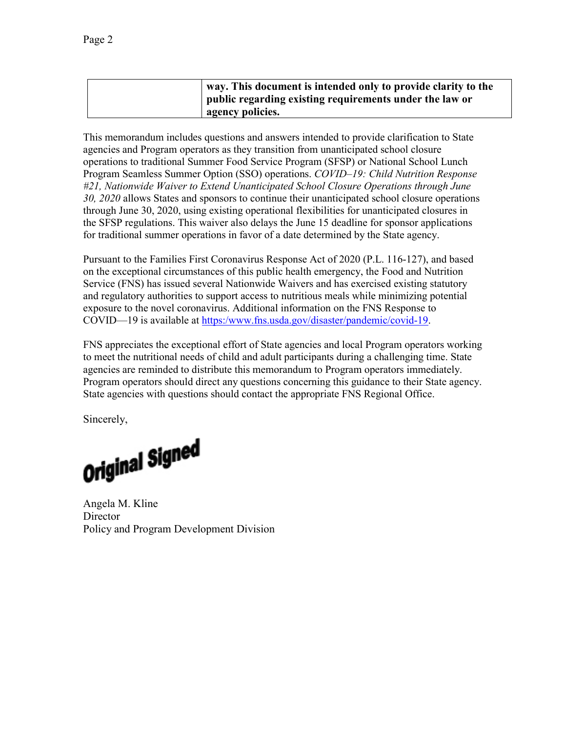| | **way. This document is intended only to provide clarity to the public regarding existing requirements under the law or agency policies.** |
|---|---|

This memorandum includes questions and answers intended to provide clarification to State agencies and Program operators as they transition from unanticipated school closure operations to traditional Summer Food Service Program (SFSP) or National School Lunch Program Seamless Summer Option (SSO) operations. *COVID–19: Child Nutrition Response #21, Nationwide Waiver to Extend Unanticipated School Closure Operations through June 30, 2020* allows States and sponsors to continue their unanticipated school closure operations through June 30, 2020, using existing operational flexibilities for unanticipated closures in the SFSP regulations. This waiver also delays the June 15 deadline for sponsor applications for traditional summer operations in favor of a date determined by the State agency.

Pursuant to the Families First Coronavirus Response Act of 2020 (P.L. 116-127), and based on the exceptional circumstances of this public health emergency, the Food and Nutrition Service (FNS) has issued several Nationwide Waivers and has exercised existing statutory and regulatory authorities to support access to nutritious meals while minimizing potential exposure to the novel coronavirus. Additional information on the FNS Response to COVID—19 is available at [https:/www.fns.usda.gov/disaster/pandemic/covid-19](https:/www.fns.usda.gov/disaster/pandemic/covid-19).

FNS appreciates the exceptional effort of State agencies and local Program operators working to meet the nutritional needs of child and adult participants during a challenging time. State agencies are reminded to distribute this memorandum to Program operators immediately. Program operators should direct any questions concerning this guidance to their State agency. State agencies with questions should contact the appropriate FNS Regional Office.

Sincerely,

Original Signed

Angela M. Kline
Director
Policy and Program Development Division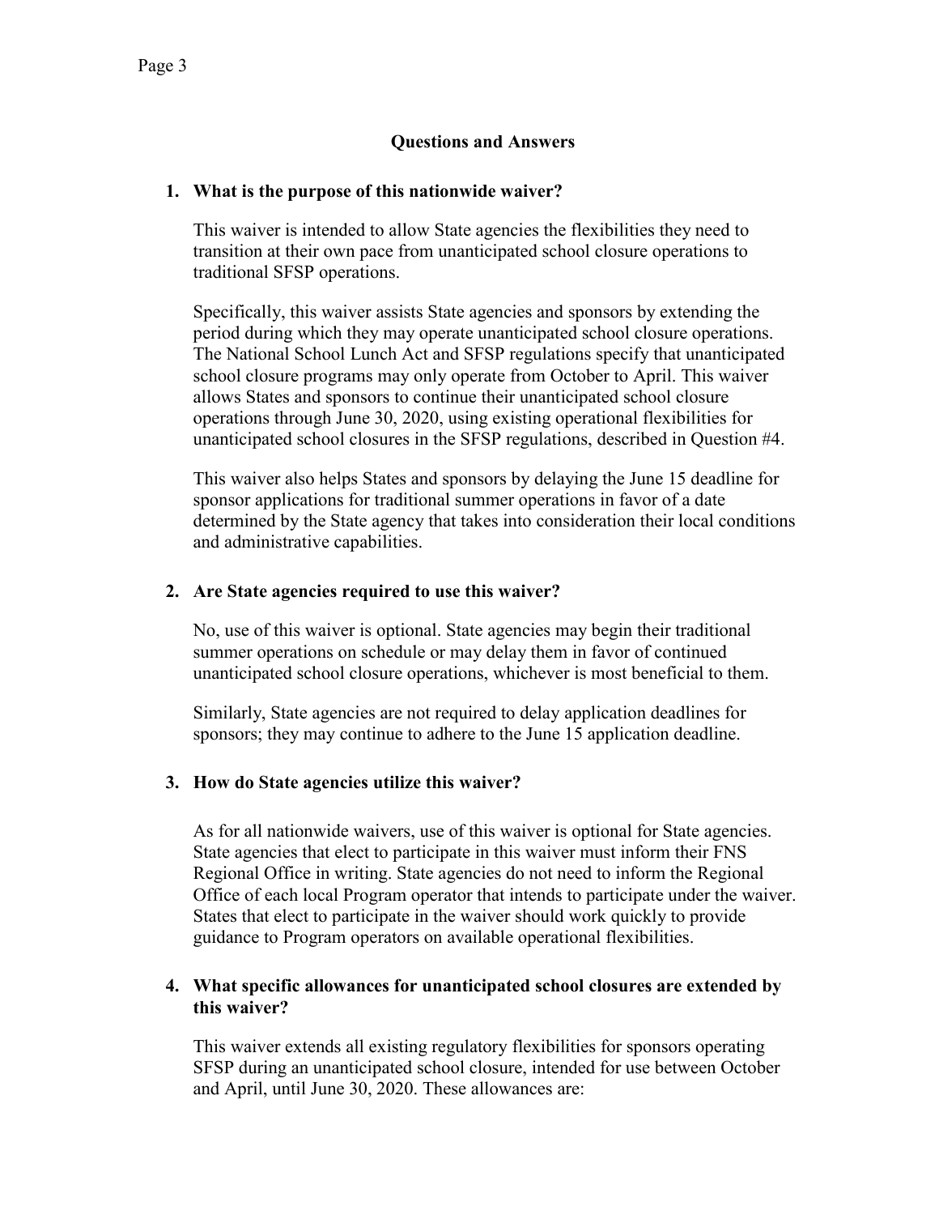## Questions and Answers

1. **What is the purpose of this nationwide waiver?**

   This waiver is intended to allow State agencies the flexibilities they need to transition at their own pace from unanticipated school closure operations to traditional SFSP operations.

   Specifically, this waiver assists State agencies and sponsors by extending the period during which they may operate unanticipated school closure operations. The National School Lunch Act and SFSP regulations specify that unanticipated school closure programs may only operate from October to April. This waiver allows States and sponsors to continue their unanticipated school closure operations through June 30, 2020, using existing operational flexibilities for unanticipated school closures in the SFSP regulations, described in Question #4.

   This waiver also helps States and sponsors by delaying the June 15 deadline for sponsor applications for traditional summer operations in favor of a date determined by the State agency that takes into consideration their local conditions and administrative capabilities.

2. **Are State agencies required to use this waiver?**

   No, use of this waiver is optional. State agencies may begin their traditional summer operations on schedule or may delay them in favor of continued unanticipated school closure operations, whichever is most beneficial to them.

   Similarly, State agencies are not required to delay application deadlines for sponsors; they may continue to adhere to the June 15 application deadline.

3. **How do State agencies utilize this waiver?**

   As for all nationwide waivers, use of this waiver is optional for State agencies. State agencies that elect to participate in this waiver must inform their FNS Regional Office in writing. State agencies do not need to inform the Regional Office of each local Program operator that intends to participate under the waiver. States that elect to participate in the waiver should work quickly to provide guidance to Program operators on available operational flexibilities.

4. **What specific allowances for unanticipated school closures are extended by this waiver?**

   This waiver extends all existing regulatory flexibilities for sponsors operating SFSP during an unanticipated school closure, intended for use between October and April, until June 30, 2020. These allowances are: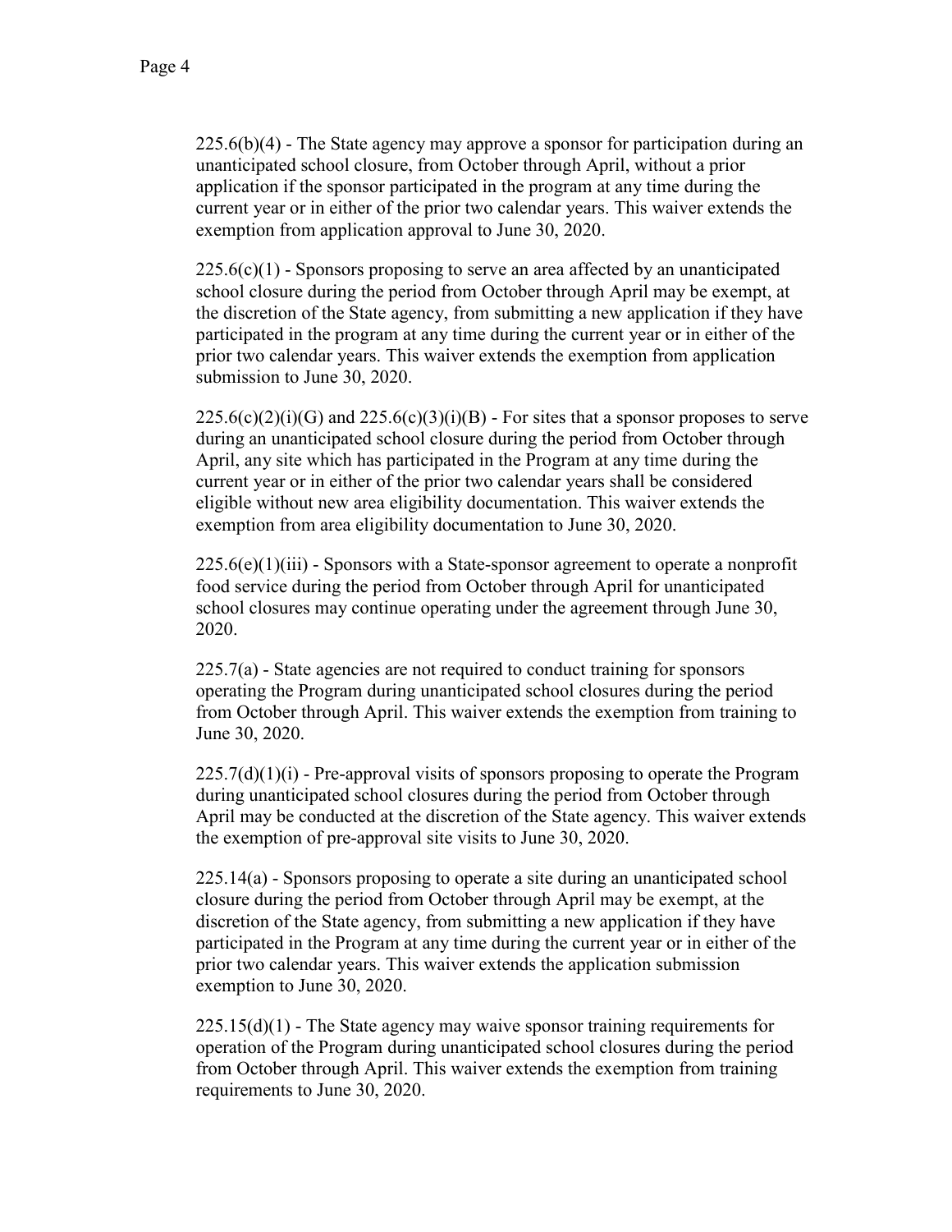225.6(b)(4) - The State agency may approve a sponsor for participation during an unanticipated school closure, from October through April, without a prior application if the sponsor participated in the program at any time during the current year or in either of the prior two calendar years. This waiver extends the exemption from application approval to June 30, 2020.

225.6(c)(1) - Sponsors proposing to serve an area affected by an unanticipated school closure during the period from October through April may be exempt, at the discretion of the State agency, from submitting a new application if they have participated in the program at any time during the current year or in either of the prior two calendar years. This waiver extends the exemption from application submission to June 30, 2020.

225.6(c)(2)(i)(G) and 225.6(c)(3)(i)(B) - For sites that a sponsor proposes to serve during an unanticipated school closure during the period from October through April, any site which has participated in the Program at any time during the current year or in either of the prior two calendar years shall be considered eligible without new area eligibility documentation. This waiver extends the exemption from area eligibility documentation to June 30, 2020.

225.6(e)(1)(iii) - Sponsors with a State-sponsor agreement to operate a nonprofit food service during the period from October through April for unanticipated school closures may continue operating under the agreement through June 30, 2020.

225.7(a) - State agencies are not required to conduct training for sponsors operating the Program during unanticipated school closures during the period from October through April. This waiver extends the exemption from training to June 30, 2020.

225.7(d)(1)(i) - Pre-approval visits of sponsors proposing to operate the Program during unanticipated school closures during the period from October through April may be conducted at the discretion of the State agency. This waiver extends the exemption of pre-approval site visits to June 30, 2020.

225.14(a) - Sponsors proposing to operate a site during an unanticipated school closure during the period from October through April may be exempt, at the discretion of the State agency, from submitting a new application if they have participated in the Program at any time during the current year or in either of the prior two calendar years. This waiver extends the application submission exemption to June 30, 2020.

225.15(d)(1) - The State agency may waive sponsor training requirements for operation of the Program during unanticipated school closures during the period from October through April. This waiver extends the exemption from training requirements to June 30, 2020.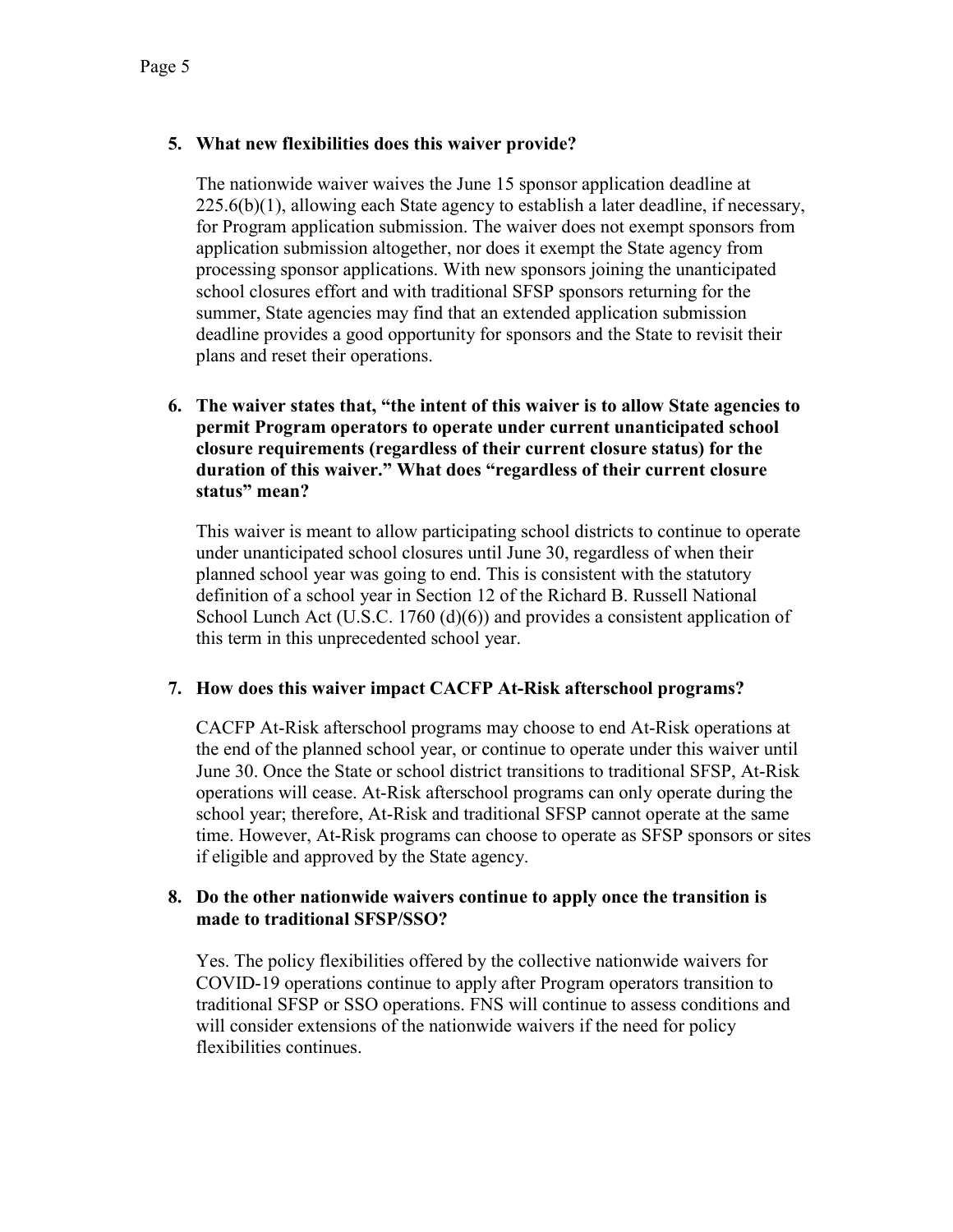5. **What new flexibilities does this waiver provide?**

   The nationwide waiver waives the June 15 sponsor application deadline at 225.6(b)(1), allowing each State agency to establish a later deadline, if necessary, for Program application submission. The waiver does not exempt sponsors from application submission altogether, nor does it exempt the State agency from processing sponsor applications. With new sponsors joining the unanticipated school closures effort and with traditional SFSP sponsors returning for the summer, State agencies may find that an extended application submission deadline provides a good opportunity for sponsors and the State to revisit their plans and reset their operations.

6. **The waiver states that, "the intent of this waiver is to allow State agencies to permit Program operators to operate under current unanticipated school closure requirements (regardless of their current closure status) for the duration of this waiver." What does "regardless of their current closure status" mean?**

   This waiver is meant to allow participating school districts to continue to operate under unanticipated school closures until June 30, regardless of when their planned school year was going to end. This is consistent with the statutory definition of a school year in Section 12 of the Richard B. Russell National School Lunch Act (U.S.C. 1760 (d)(6)) and provides a consistent application of this term in this unprecedented school year.

7. **How does this waiver impact CACFP At-Risk afterschool programs?**

   CACFP At-Risk afterschool programs may choose to end At-Risk operations at the end of the planned school year, or continue to operate under this waiver until June 30. Once the State or school district transitions to traditional SFSP, At-Risk operations will cease. At-Risk afterschool programs can only operate during the school year; therefore, At-Risk and traditional SFSP cannot operate at the same time. However, At-Risk programs can choose to operate as SFSP sponsors or sites if eligible and approved by the State agency.

8. **Do the other nationwide waivers continue to apply once the transition is made to traditional SFSP/SSO?**

   Yes. The policy flexibilities offered by the collective nationwide waivers for COVID-19 operations continue to apply after Program operators transition to traditional SFSP or SSO operations. FNS will continue to assess conditions and will consider extensions of the nationwide waivers if the need for policy flexibilities continues.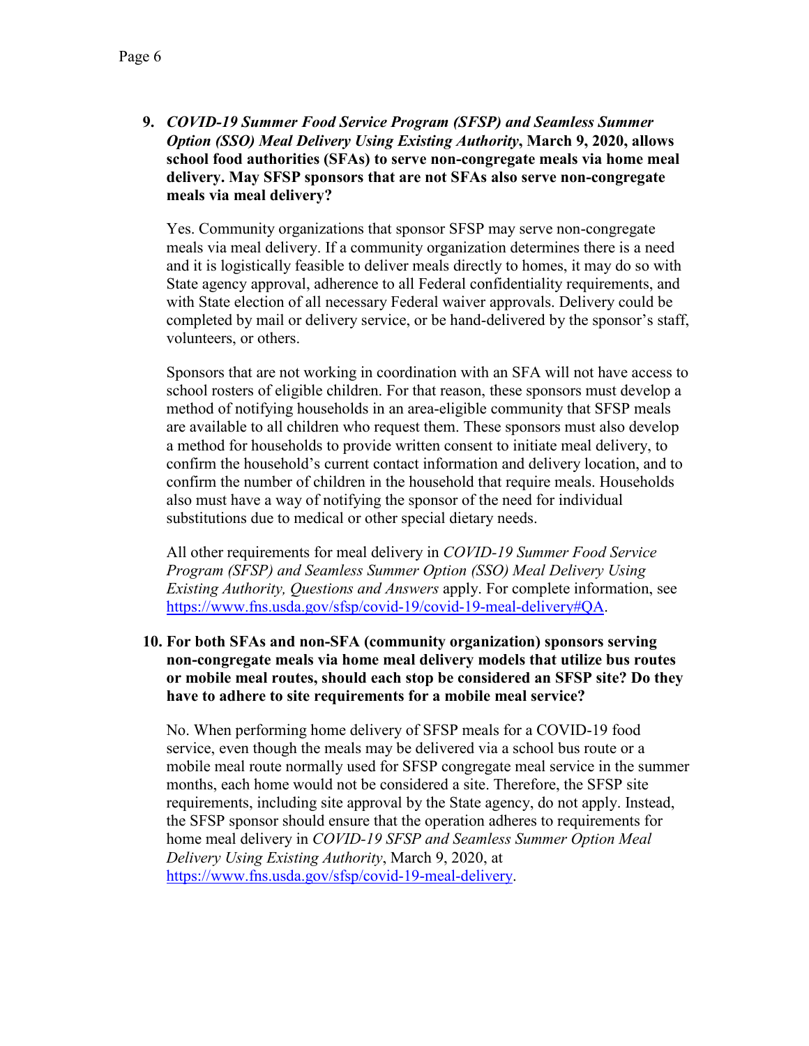**9.** ***COVID-19 Summer Food Service Program (SFSP) and Seamless Summer Option (SSO) Meal Delivery Using Existing Authority*, March 9, 2020, allows school food authorities (SFAs) to serve non-congregate meals via home meal delivery. May SFSP sponsors that are not SFAs also serve non-congregate meals via meal delivery?**

Yes. Community organizations that sponsor SFSP may serve non-congregate meals via meal delivery. If a community organization determines there is a need and it is logistically feasible to deliver meals directly to homes, it may do so with State agency approval, adherence to all Federal confidentiality requirements, and with State election of all necessary Federal waiver approvals. Delivery could be completed by mail or delivery service, or be hand-delivered by the sponsor's staff, volunteers, or others.

Sponsors that are not working in coordination with an SFA will not have access to school rosters of eligible children. For that reason, these sponsors must develop a method of notifying households in an area-eligible community that SFSP meals are available to all children who request them. These sponsors must also develop a method for households to provide written consent to initiate meal delivery, to confirm the household's current contact information and delivery location, and to confirm the number of children in the household that require meals. Households also must have a way of notifying the sponsor of the need for individual substitutions due to medical or other special dietary needs.

All other requirements for meal delivery in *COVID-19 Summer Food Service Program (SFSP) and Seamless Summer Option (SSO) Meal Delivery Using Existing Authority, Questions and Answers* apply. For complete information, see https://www.fns.usda.gov/sfsp/covid-19/covid-19-meal-delivery#QA.

**10. For both SFAs and non-SFA (community organization) sponsors serving non-congregate meals via home meal delivery models that utilize bus routes or mobile meal routes, should each stop be considered an SFSP site? Do they have to adhere to site requirements for a mobile meal service?**

No. When performing home delivery of SFSP meals for a COVID-19 food service, even though the meals may be delivered via a school bus route or a mobile meal route normally used for SFSP congregate meal service in the summer months, each home would not be considered a site. Therefore, the SFSP site requirements, including site approval by the State agency, do not apply. Instead, the SFSP sponsor should ensure that the operation adheres to requirements for home meal delivery in *COVID-19 SFSP and Seamless Summer Option Meal Delivery Using Existing Authority*, March 9, 2020, at https://www.fns.usda.gov/sfsp/covid-19-meal-delivery.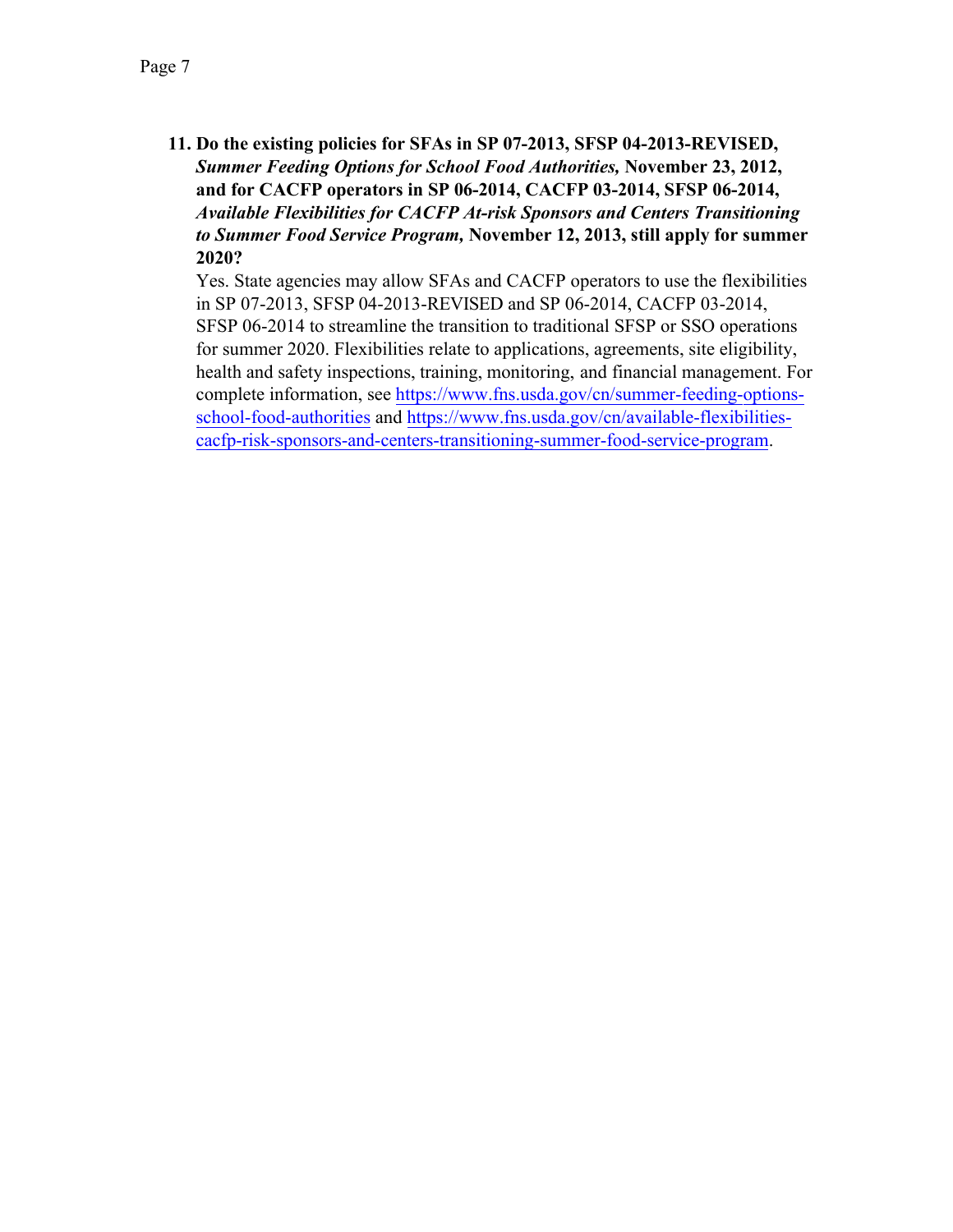11. **Do the existing policies for SFAs in SP 07-2013, SFSP 04-2013-REVISED, *Summer Feeding Options for School Food Authorities,* November 23, 2012, and for CACFP operators in SP 06-2014, CACFP 03-2014, SFSP 06-2014, *Available Flexibilities for CACFP At-risk Sponsors and Centers Transitioning to Summer Food Service Program,* November 12, 2013, still apply for summer 2020?**

    Yes. State agencies may allow SFAs and CACFP operators to use the flexibilities in SP 07-2013, SFSP 04-2013-REVISED and SP 06-2014, CACFP 03-2014, SFSP 06-2014 to streamline the transition to traditional SFSP or SSO operations for summer 2020. Flexibilities relate to applications, agreements, site eligibility, health and safety inspections, training, monitoring, and financial management. For complete information, see [https://www.fns.usda.gov/cn/summer-feeding-options-school-food-authorities](https://www.fns.usda.gov/cn/summer-feeding-options-school-food-authorities) and [https://www.fns.usda.gov/cn/available-flexibilities-cacfp-risk-sponsors-and-centers-transitioning-summer-food-service-program](https://www.fns.usda.gov/cn/available-flexibilities-cacfp-risk-sponsors-and-centers-transitioning-summer-food-service-program).